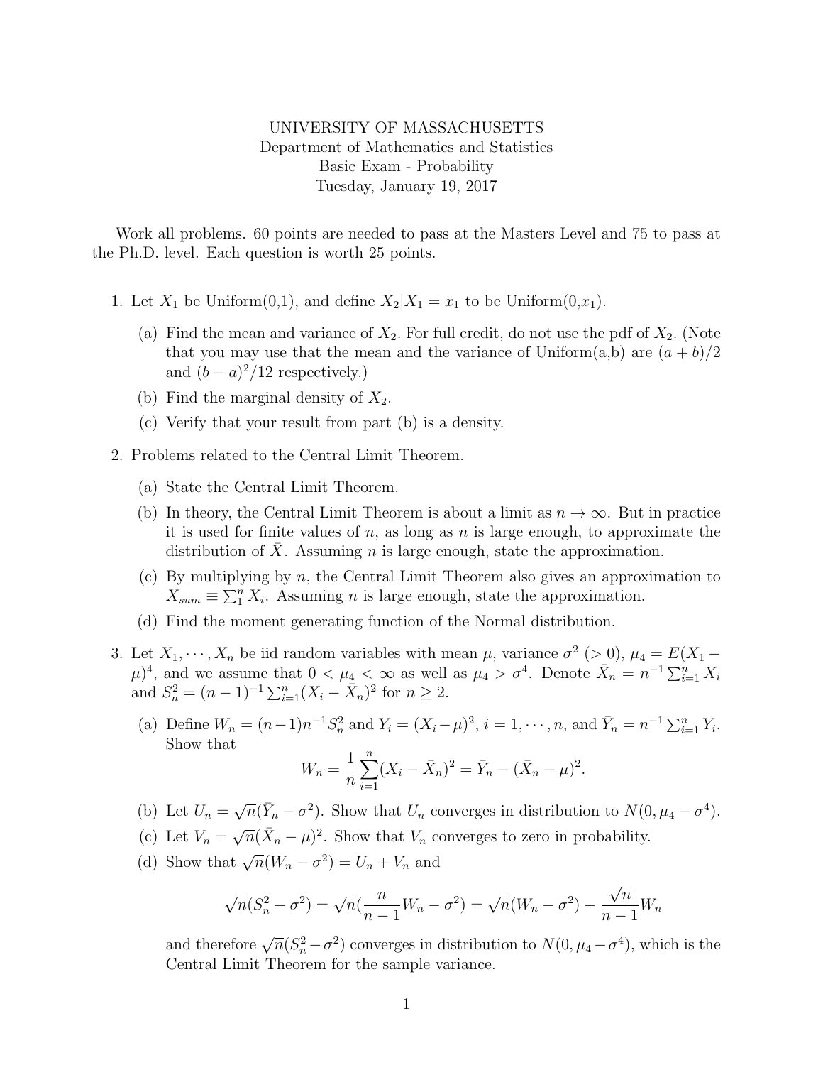UNIVERSITY OF MASSACHUSETTS
Department of Mathematics and Statistics
Basic Exam - Probability
Tuesday, January 19, 2017

Work all problems. 60 points are needed to pass at the Masters Level and 75 to pass at the Ph.D. level. Each question is worth 25 points.

1. Let $X_1$ be Uniform(0,1), and define $X_2|X_1 = x_1$ to be Uniform(0,$x_1$).

   (a) Find the mean and variance of $X_2$. For full credit, do not use the pdf of $X_2$. (Note that you may use that the mean and the variance of Uniform(a,b) are $(a+b)/2$ and $(b-a)^2/12$ respectively.)

   (b) Find the marginal density of $X_2$.

   (c) Verify that your result from part (b) is a density.

2. Problems related to the Central Limit Theorem.

   (a) State the Central Limit Theorem.

   (b) In theory, the Central Limit Theorem is about a limit as $n \to \infty$. But in practice it is used for finite values of $n$, as long as $n$ is large enough, to approximate the distribution of $\bar{X}$. Assuming $n$ is large enough, state the approximation.

   (c) By multiplying by $n$, the Central Limit Theorem also gives an approximation to $X_{sum} \equiv \sum_1^n X_i$. Assuming $n$ is large enough, state the approximation.

   (d) Find the moment generating function of the Normal distribution.

3. Let $X_1, \cdots, X_n$ be iid random variables with mean $\mu$, variance $\sigma^2$ ($> 0$), $\mu_4 = E(X_1 - \mu)^4$, and we assume that $0 < \mu_4 < \infty$ as well as $\mu_4 > \sigma^4$. Denote $\bar{X}_n = n^{-1} \sum_{i=1}^n X_i$ and $S_n^2 = (n-1)^{-1} \sum_{i=1}^n (X_i - \bar{X}_n)^2$ for $n \geq 2$.

   (a) Define $W_n = (n-1)n^{-1} S_n^2$ and $Y_i = (X_i - \mu)^2$, $i = 1, \cdots, n$, and $\bar{Y}_n = n^{-1} \sum_{i=1}^n Y_i$. Show that
   $$W_n = \frac{1}{n} \sum_{i=1}^n (X_i - \bar{X}_n)^2 = \bar{Y}_n - (\bar{X}_n - \mu)^2.$$

   (b) Let $U_n = \sqrt{n}(\bar{Y}_n - \sigma^2)$. Show that $U_n$ converges in distribution to $N(0, \mu_4 - \sigma^4)$.

   (c) Let $V_n = \sqrt{n}(\bar{X}_n - \mu)^2$. Show that $V_n$ converges to zero in probability.

   (d) Show that $\sqrt{n}(W_n - \sigma^2) = U_n + V_n$ and
   $$\sqrt{n}(S_n^2 - \sigma^2) = \sqrt{n}(\frac{n}{n-1} W_n - \sigma^2) = \sqrt{n}(W_n - \sigma^2) - \frac{\sqrt{n}}{n-1} W_n$$
   and therefore $\sqrt{n}(S_n^2 - \sigma^2)$ converges in distribution to $N(0, \mu_4 - \sigma^4)$, which is the Central Limit Theorem for the sample variance.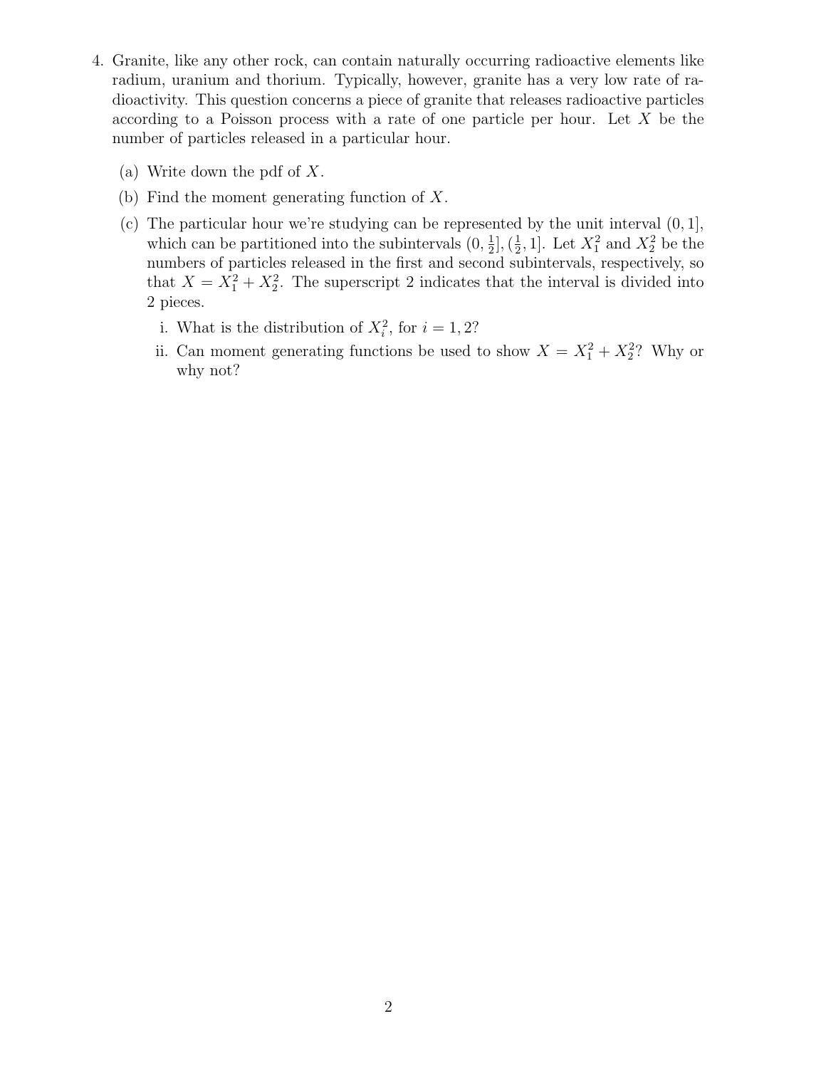4. Granite, like any other rock, can contain naturally occurring radioactive elements like radium, uranium and thorium. Typically, however, granite has a very low rate of radioactivity. This question concerns a piece of granite that releases radioactive particles according to a Poisson process with a rate of one particle per hour. Let $X$ be the number of particles released in a particular hour.

   (a) Write down the pdf of $X$.

   (b) Find the moment generating function of $X$.

   (c) The particular hour we're studying can be represented by the unit interval $(0, 1]$, which can be partitioned into the subintervals $(0, \frac{1}{2}], (\frac{1}{2}, 1]$. Let $X_1^2$ and $X_2^2$ be the numbers of particles released in the first and second subintervals, respectively, so that $X = X_1^2 + X_2^2$. The superscript 2 indicates that the interval is divided into 2 pieces.

      i. What is the distribution of $X_i^2$, for $i = 1, 2$?

      ii. Can moment generating functions be used to show $X = X_1^2 + X_2^2$? Why or why not?